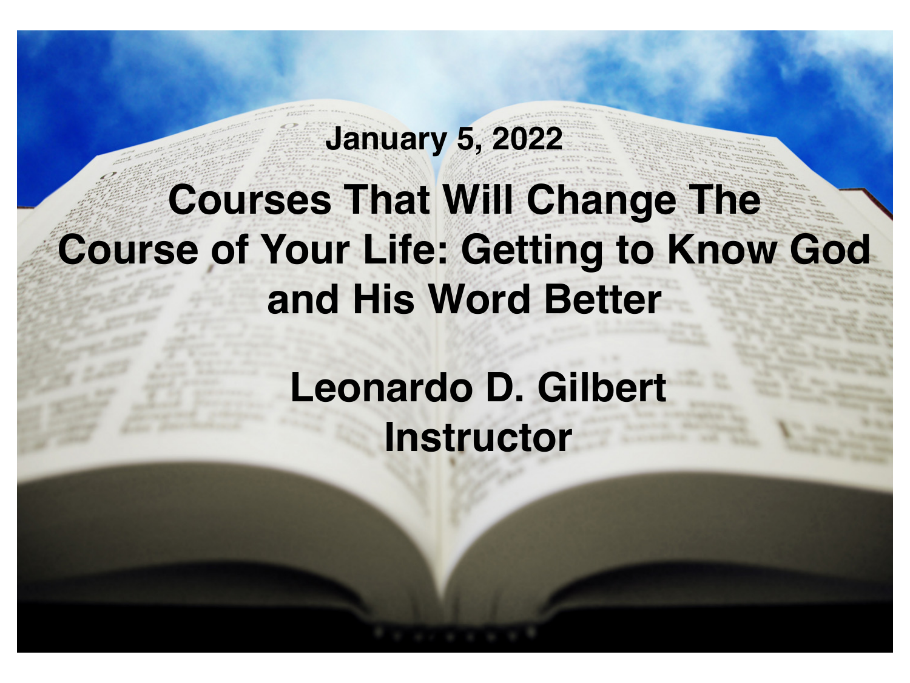**January 5, 2022**

# Courses That Will Change The Course of Your Life: Getting to Know God and His Word Better

**Leonardo D. Gilbert**
**Instructor**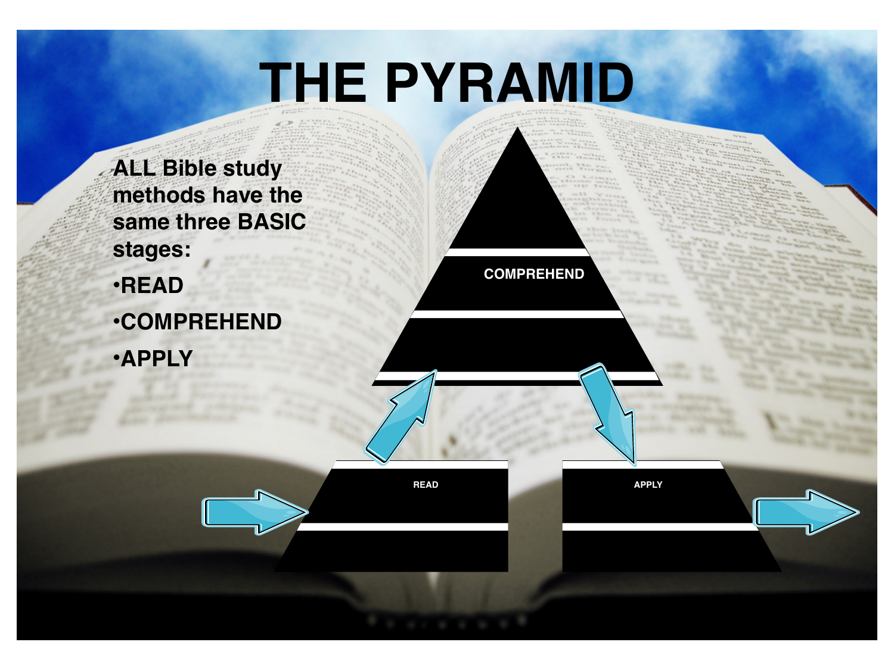# THE PYRAMID

ALL Bible study methods have the same three BASIC stages:

- READ
- COMPREHEND
- APPLY

COMPREHEND

READ

APPLY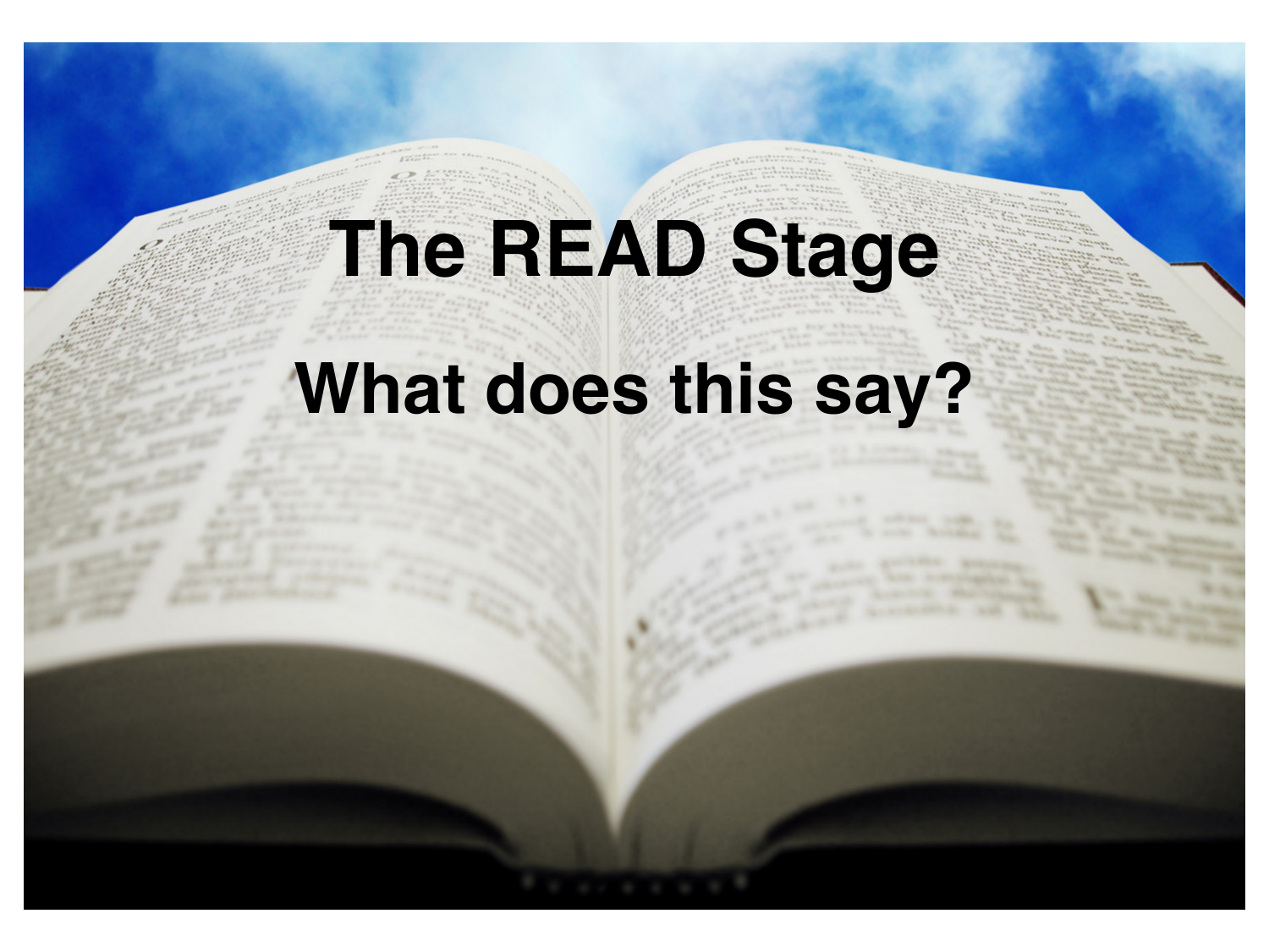# The READ Stage

## What does this say?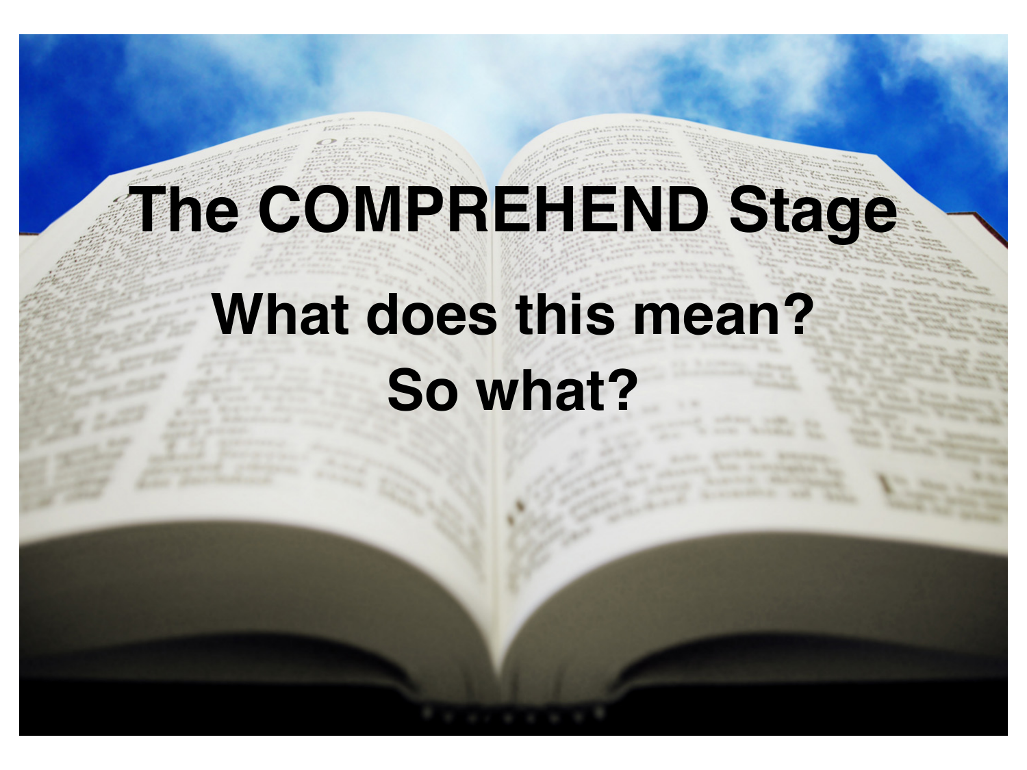# The COMPREHEND Stage

## What does this mean?

## So what?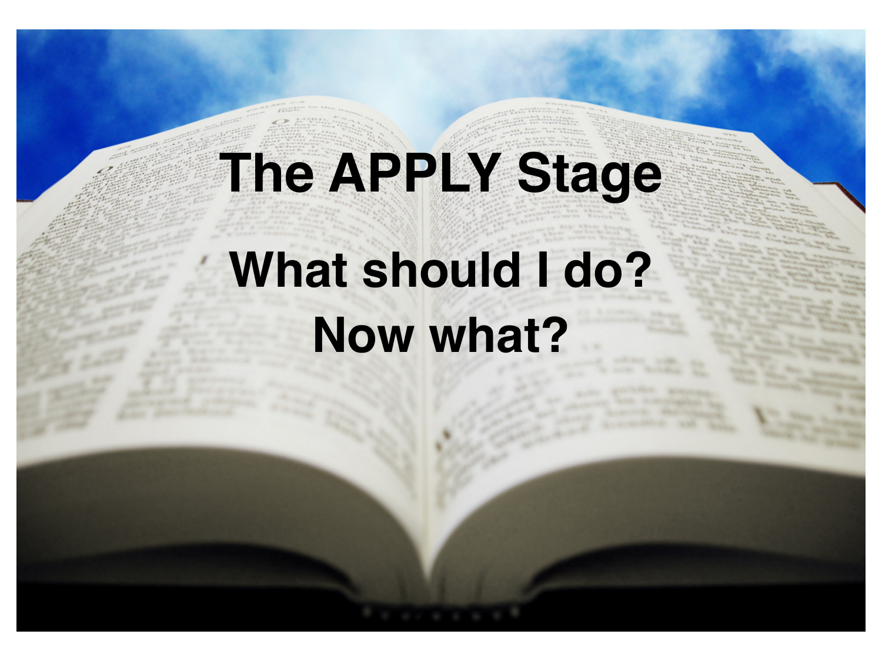# The APPLY Stage

## What should I do?

## Now what?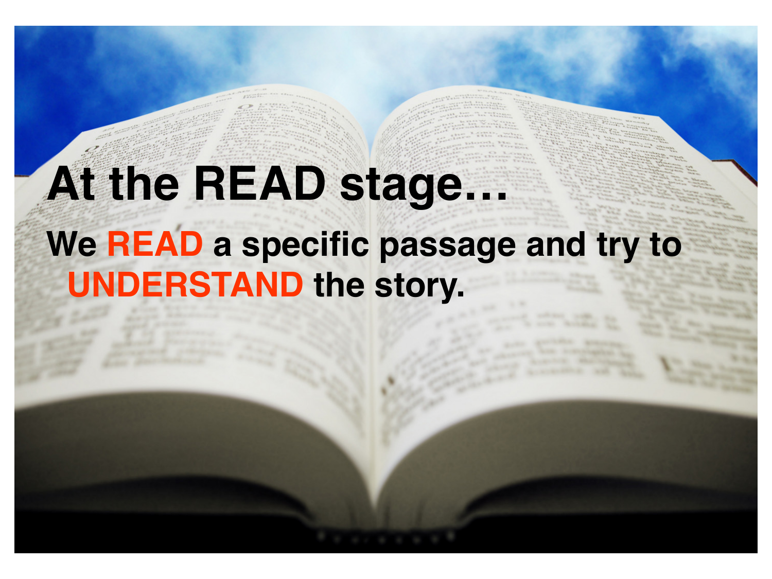# At the READ stage…

**We READ a specific passage and try to UNDERSTAND the story.**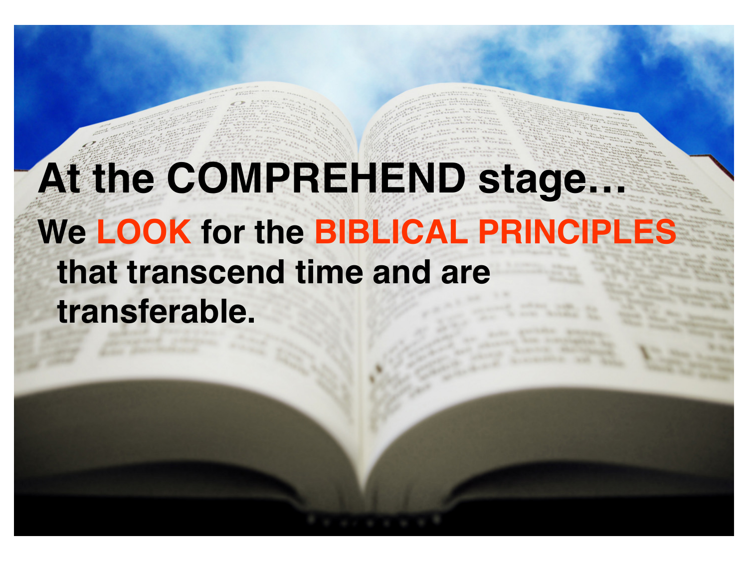# At the COMPREHEND stage…

**We LOOK for the BIBLICAL PRINCIPLES that transcend time and are transferable.**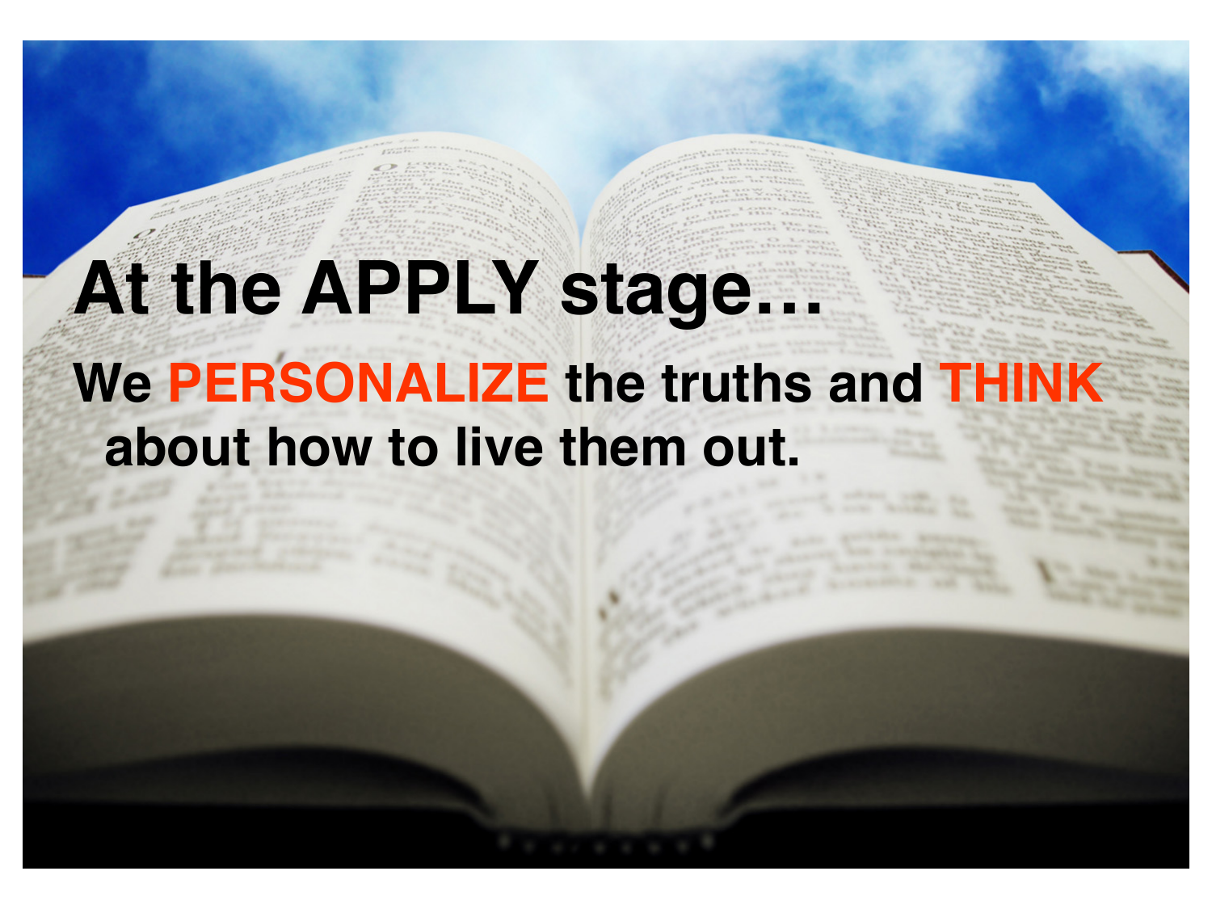# At the APPLY stage…

**We PERSONALIZE the truths and THINK about how to live them out.**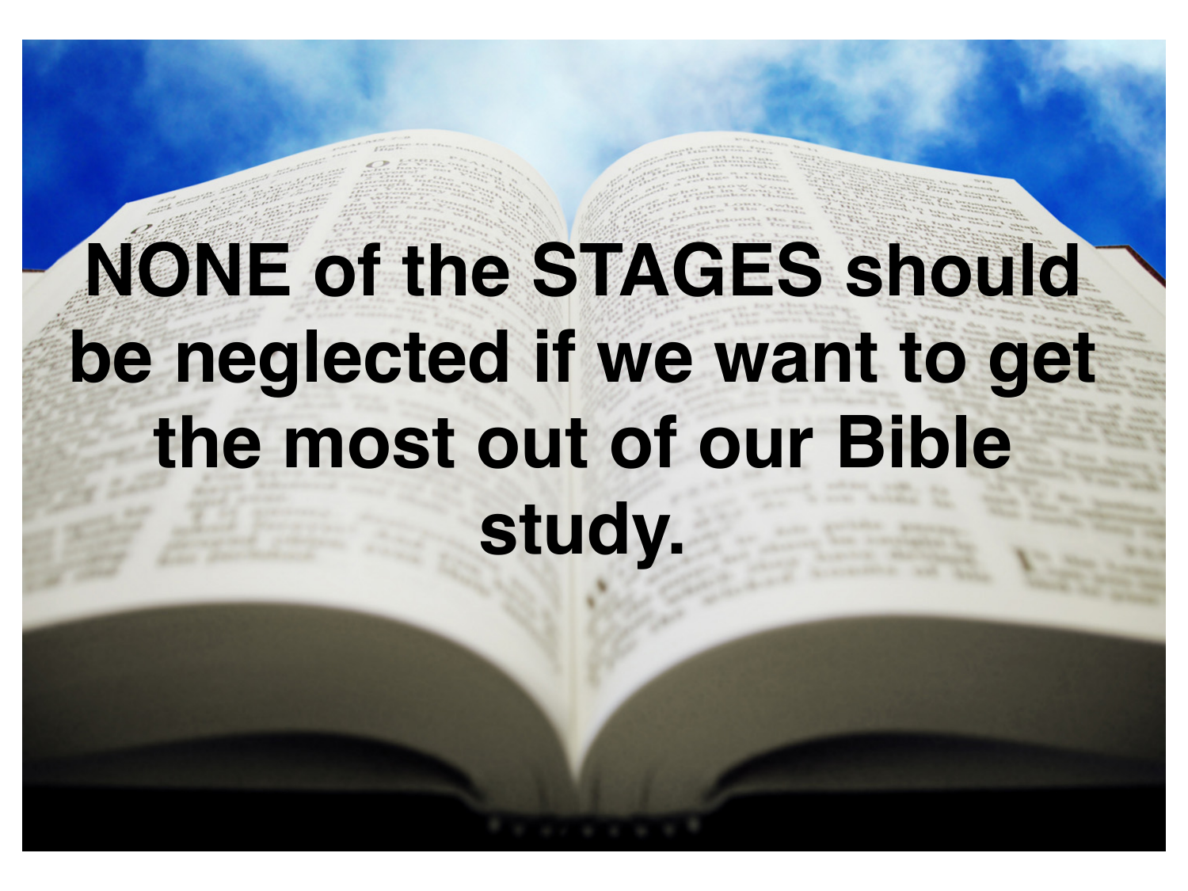NONE of the STAGES should be neglected if we want to get the most out of our Bible study.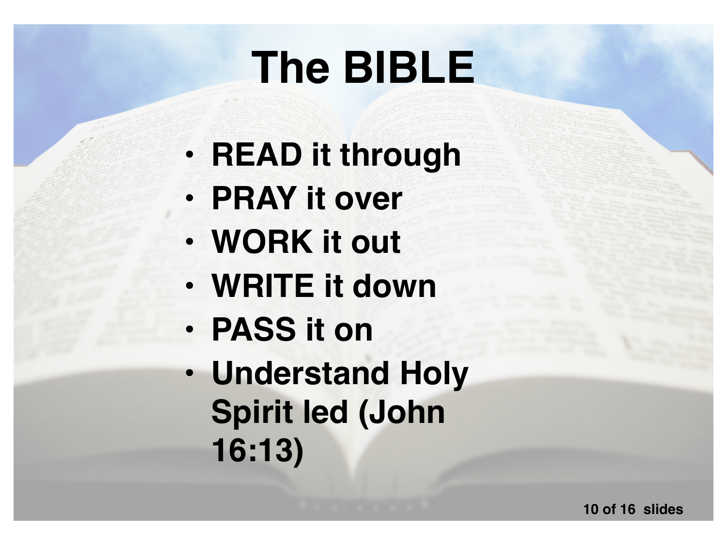# The BIBLE

- **READ it through**
- **PRAY it over**
- **WORK it out**
- **WRITE it down**
- **PASS it on**
- **Understand Holy Spirit led (John 16:13)**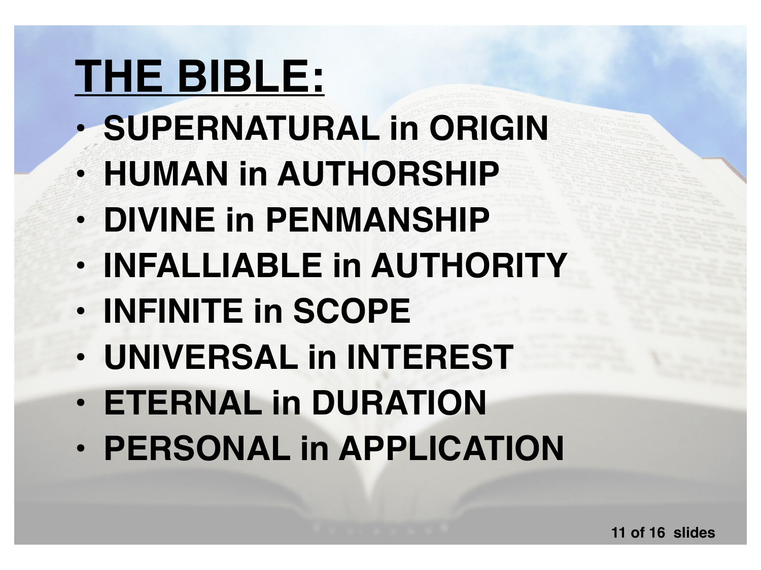# THE BIBLE:

- **SUPERNATURAL in ORIGIN**
- **HUMAN in AUTHORSHIP**
- **DIVINE in PENMANSHIP**
- **INFALLIABLE in AUTHORITY**
- **INFINITE in SCOPE**
- **UNIVERSAL in INTEREST**
- **ETERNAL in DURATION**
- **PERSONAL in APPLICATION**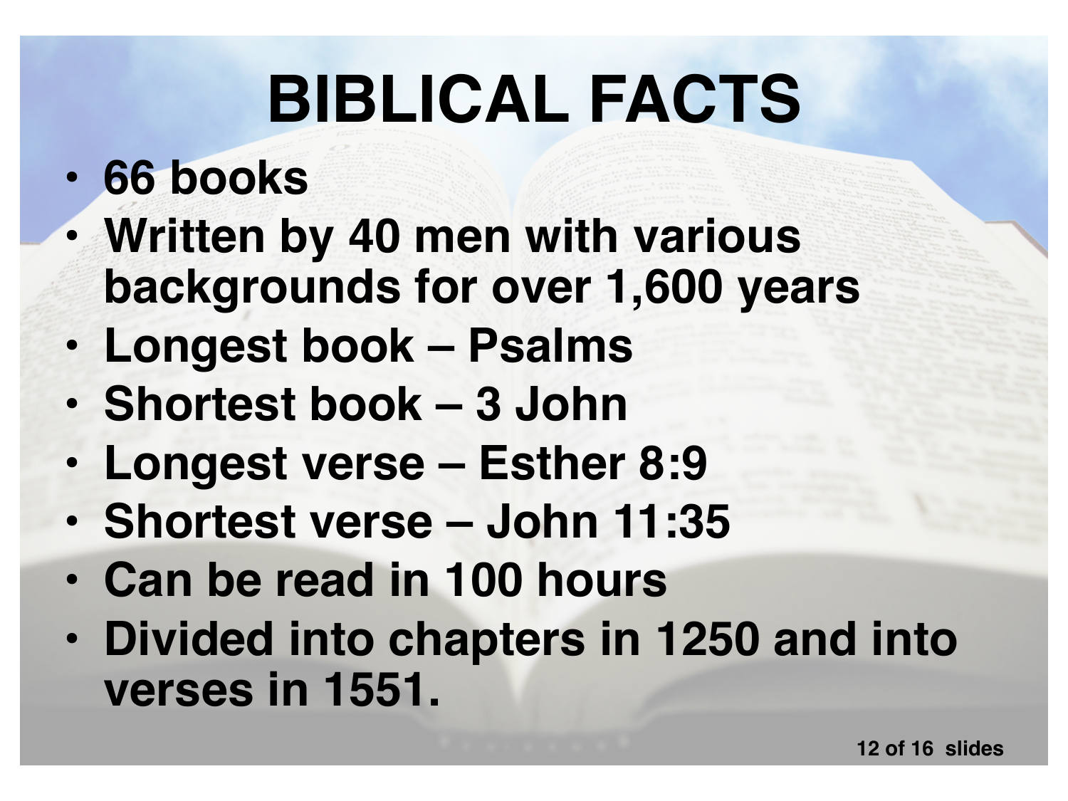# BIBLICAL FACTS

- **66 books**
- **Written by 40 men with various backgrounds for over 1,600 years**
- **Longest book – Psalms**
- **Shortest book – 3 John**
- **Longest verse – Esther 8:9**
- **Shortest verse – John 11:35**
- **Can be read in 100 hours**
- **Divided into chapters in 1250 and into verses in 1551.**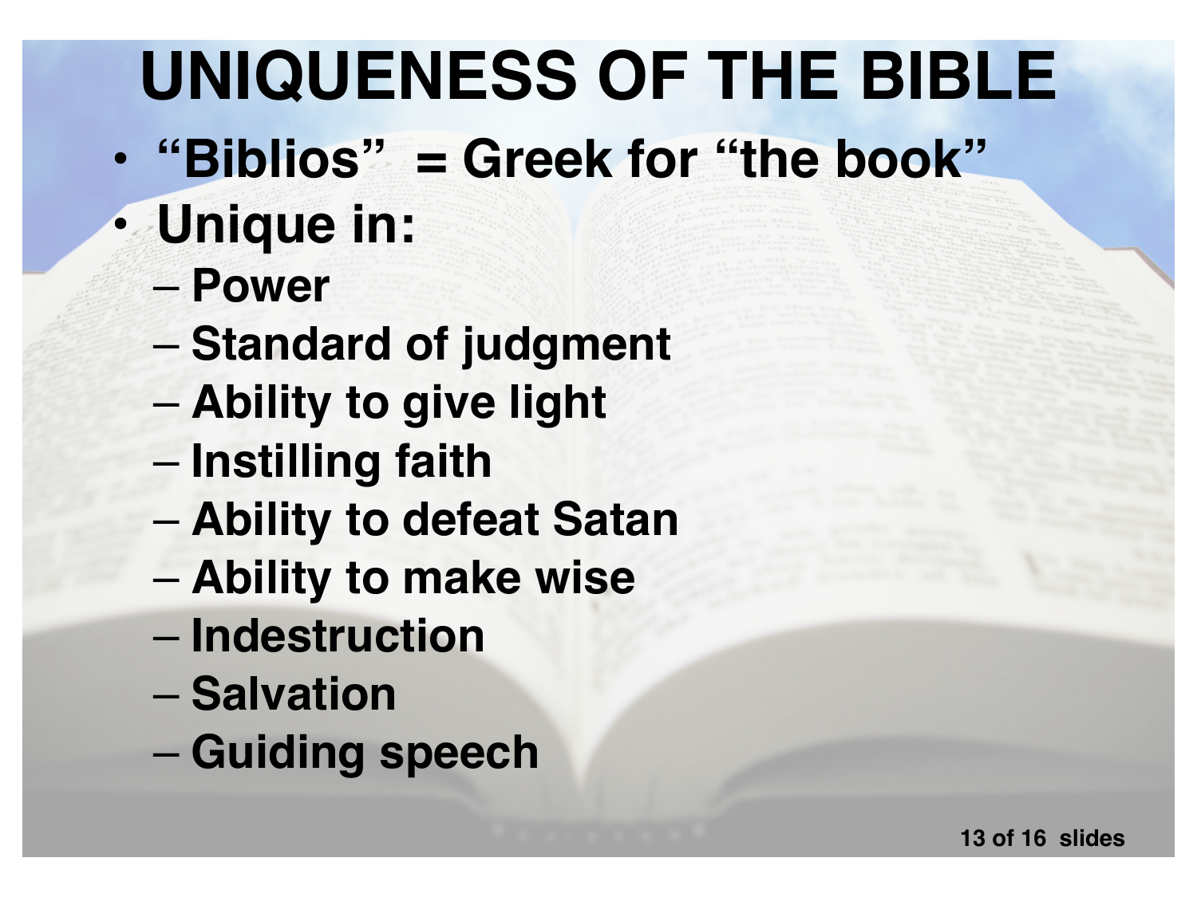# UNIQUENESS OF THE BIBLE

- **"Biblios" = Greek for "the book"**
- **Unique in:**
  - Power
  - Standard of judgment
  - Ability to give light
  - Instilling faith
  - Ability to defeat Satan
  - Ability to make wise
  - Indestruction
  - Salvation
  - Guiding speech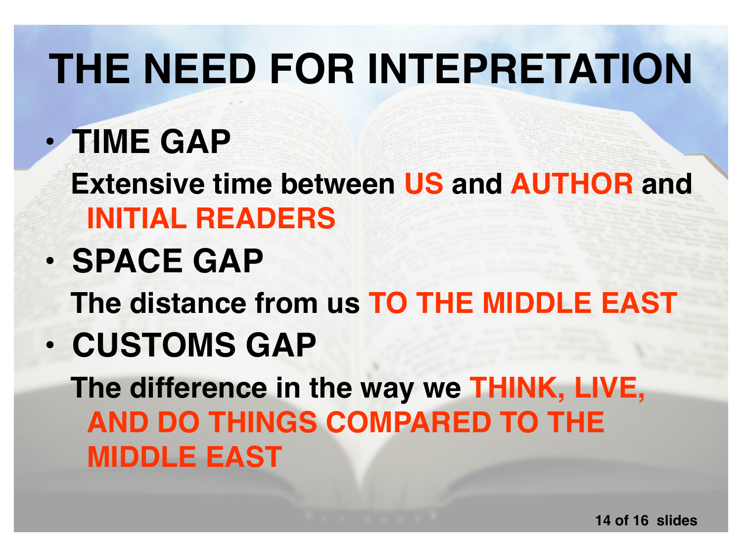# THE NEED FOR INTEPRETATION

- **TIME GAP**

  **Extensive time between US and AUTHOR and INITIAL READERS**

- **SPACE GAP**

  **The distance from us TO THE MIDDLE EAST**

- **CUSTOMS GAP**

  **The difference in the way we THINK, LIVE, AND DO THINGS COMPARED TO THE MIDDLE EAST**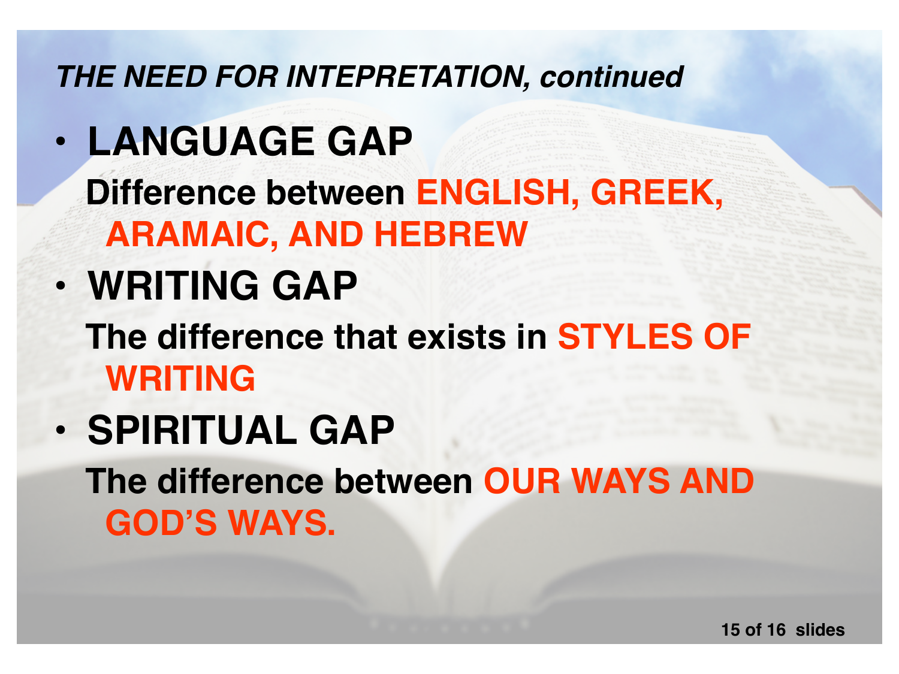*THE NEED FOR INTEPRETATION, continued*

- **LANGUAGE GAP**

  **Difference between ENGLISH, GREEK, ARAMAIC, AND HEBREW**

- **WRITING GAP**

  **The difference that exists in STYLES OF WRITING**

- **SPIRITUAL GAP**

  **The difference between OUR WAYS AND GOD'S WAYS.**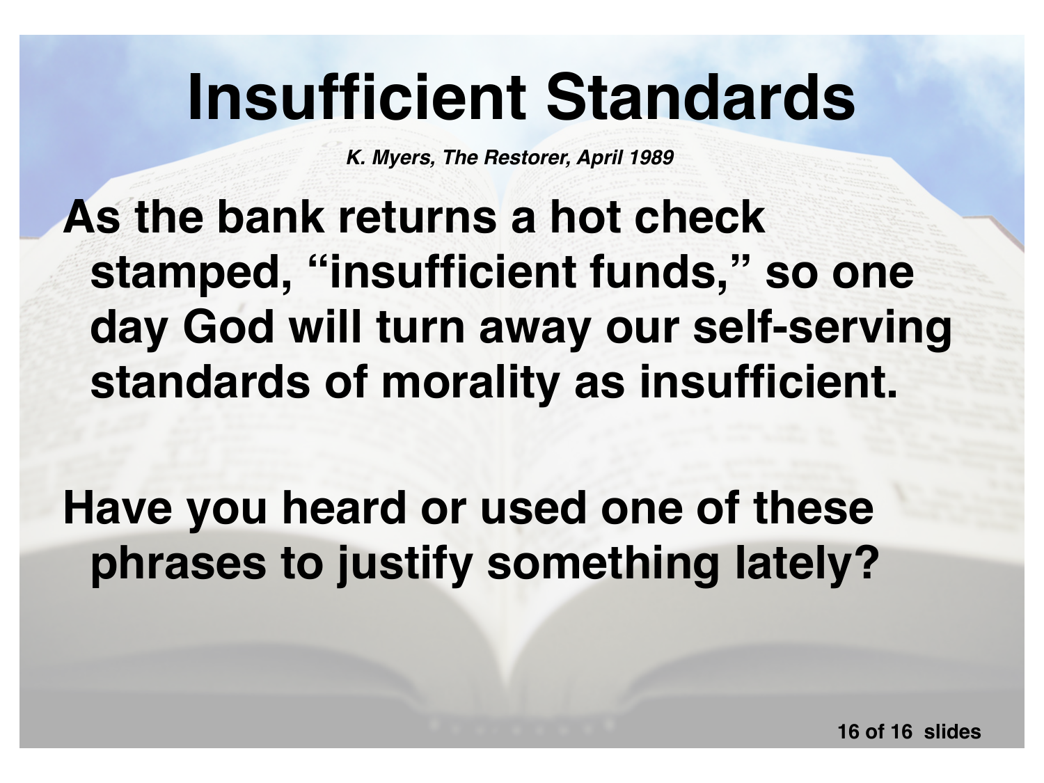# Insufficient Standards

***K. Myers, The Restorer, April 1989***

**As the bank returns a hot check stamped, "insufficient funds," so one day God will turn away our self-serving standards of morality as insufficient.**

**Have you heard or used one of these phrases to justify something lately?**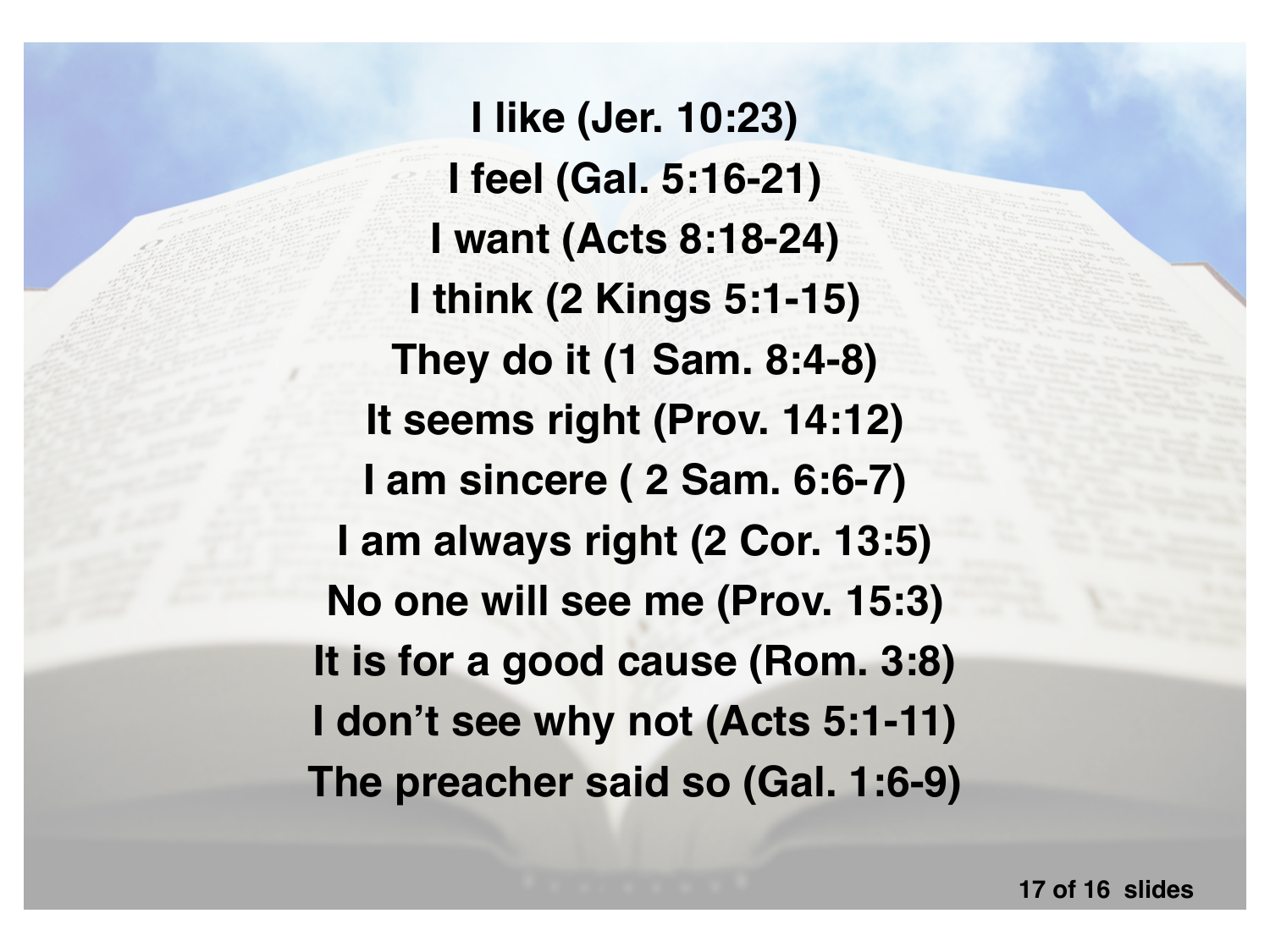I like (Jer. 10:23)
I feel (Gal. 5:16-21)
I want (Acts 8:18-24)
I think (2 Kings 5:1-15)
They do it (1 Sam. 8:4-8)
It seems right (Prov. 14:12)
I am sincere ( 2 Sam. 6:6-7)
I am always right (2 Cor. 13:5)
No one will see me (Prov. 15:3)
It is for a good cause (Rom. 3:8)
I don't see why not (Acts 5:1-11)
The preacher said so (Gal. 1:6-9)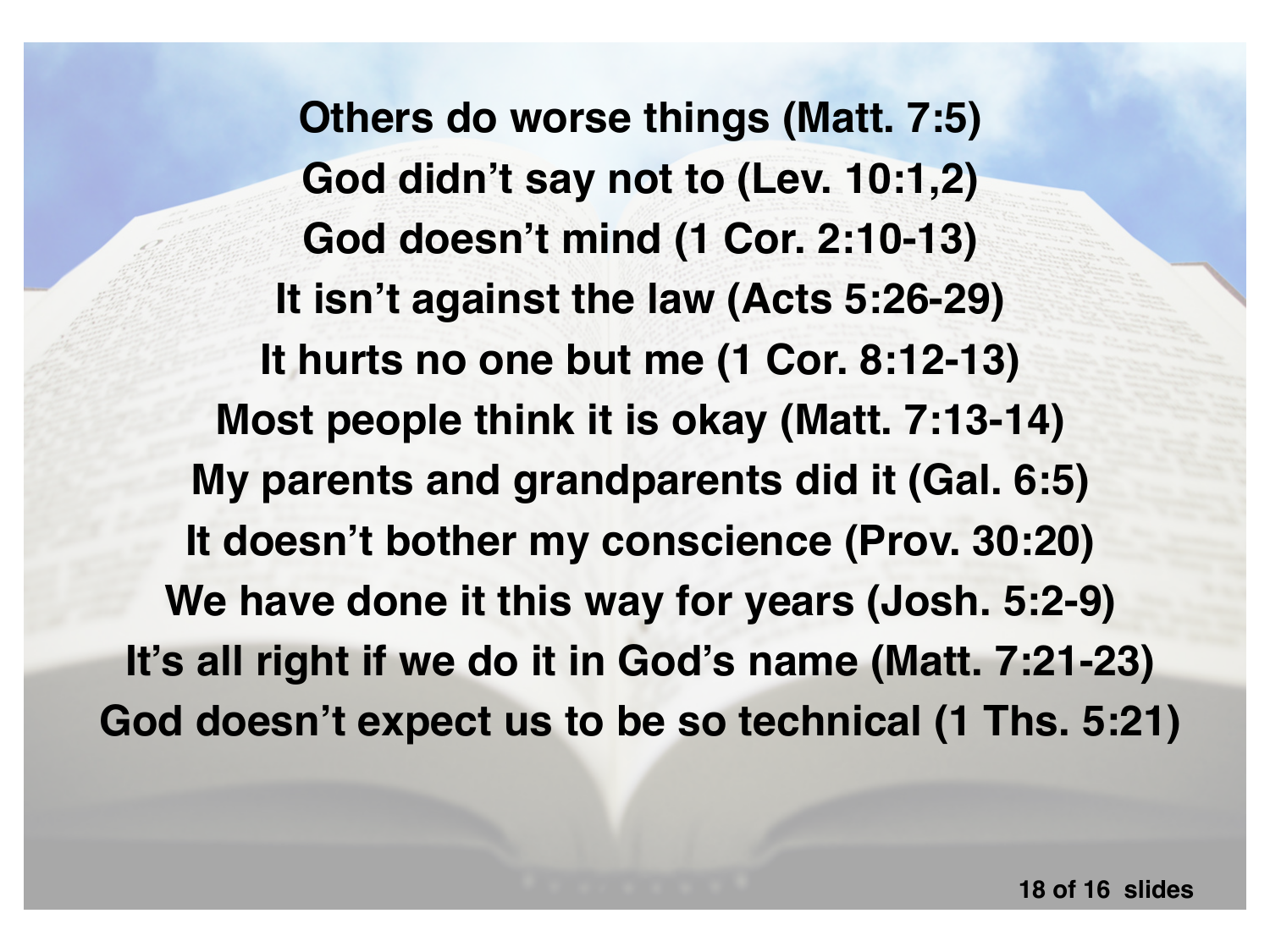**Others do worse things (Matt. 7:5)**

**God didn't say not to (Lev. 10:1,2)**

**God doesn't mind (1 Cor. 2:10-13)**

**It isn't against the law (Acts 5:26-29)**

**It hurts no one but me (1 Cor. 8:12-13)**

**Most people think it is okay (Matt. 7:13-14)**

**My parents and grandparents did it (Gal. 6:5)**

**It doesn't bother my conscience (Prov. 30:20)**

**We have done it this way for years (Josh. 5:2-9)**

**It's all right if we do it in God's name (Matt. 7:21-23)**

**God doesn't expect us to be so technical (1 Ths. 5:21)**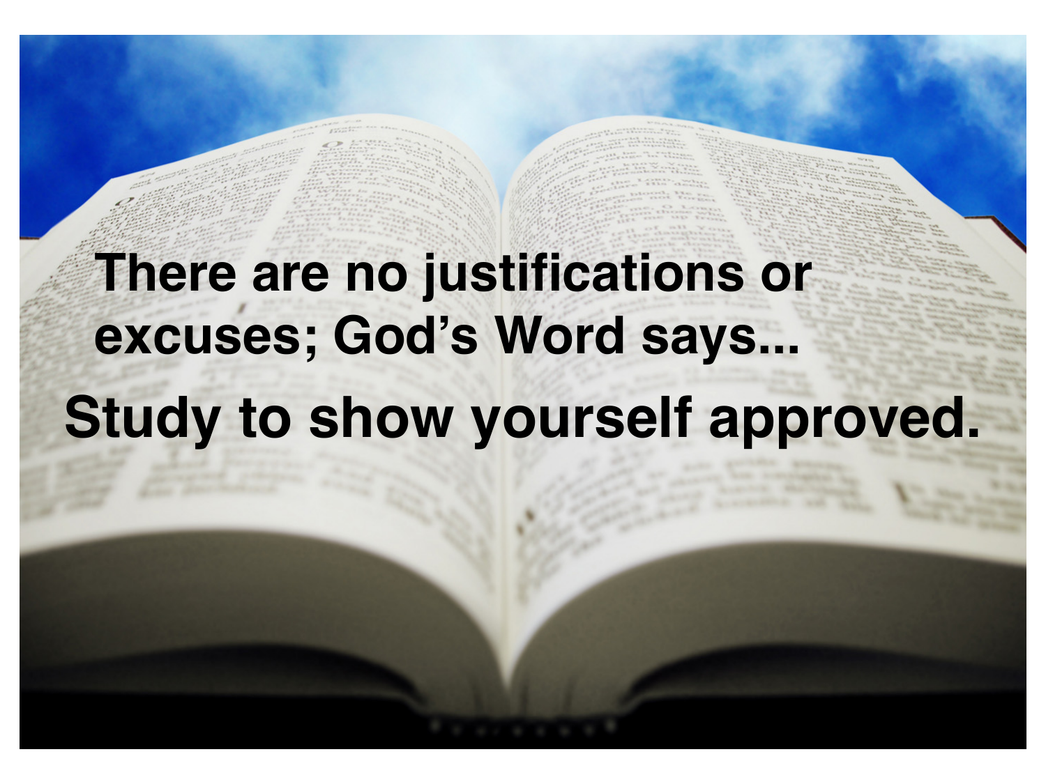There are no justifications or excuses; God's Word says...

**Study to show yourself approved.**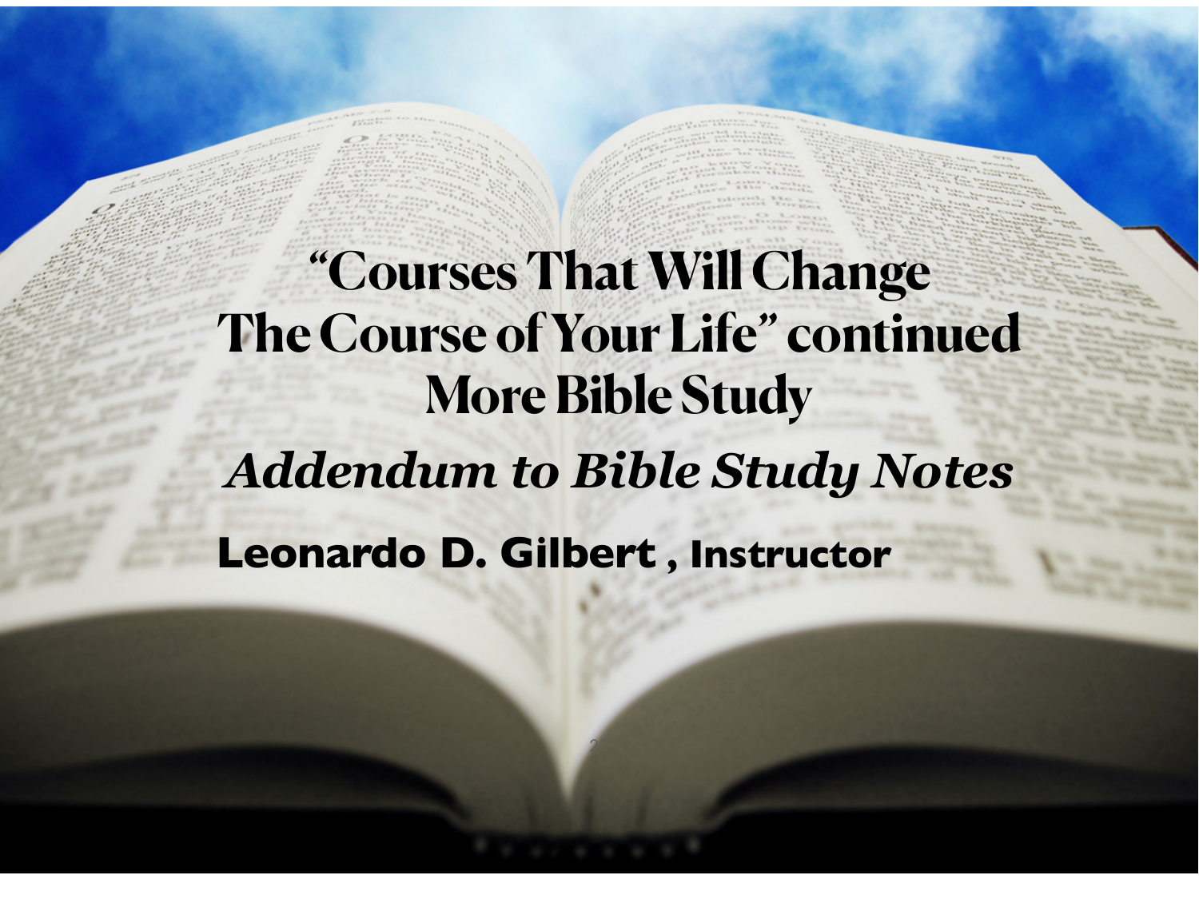# "Courses That Will Change The Course of Your Life" continued

## More Bible Study

### *Addendum to Bible Study Notes*

**Leonardo D. Gilbert , Instructor**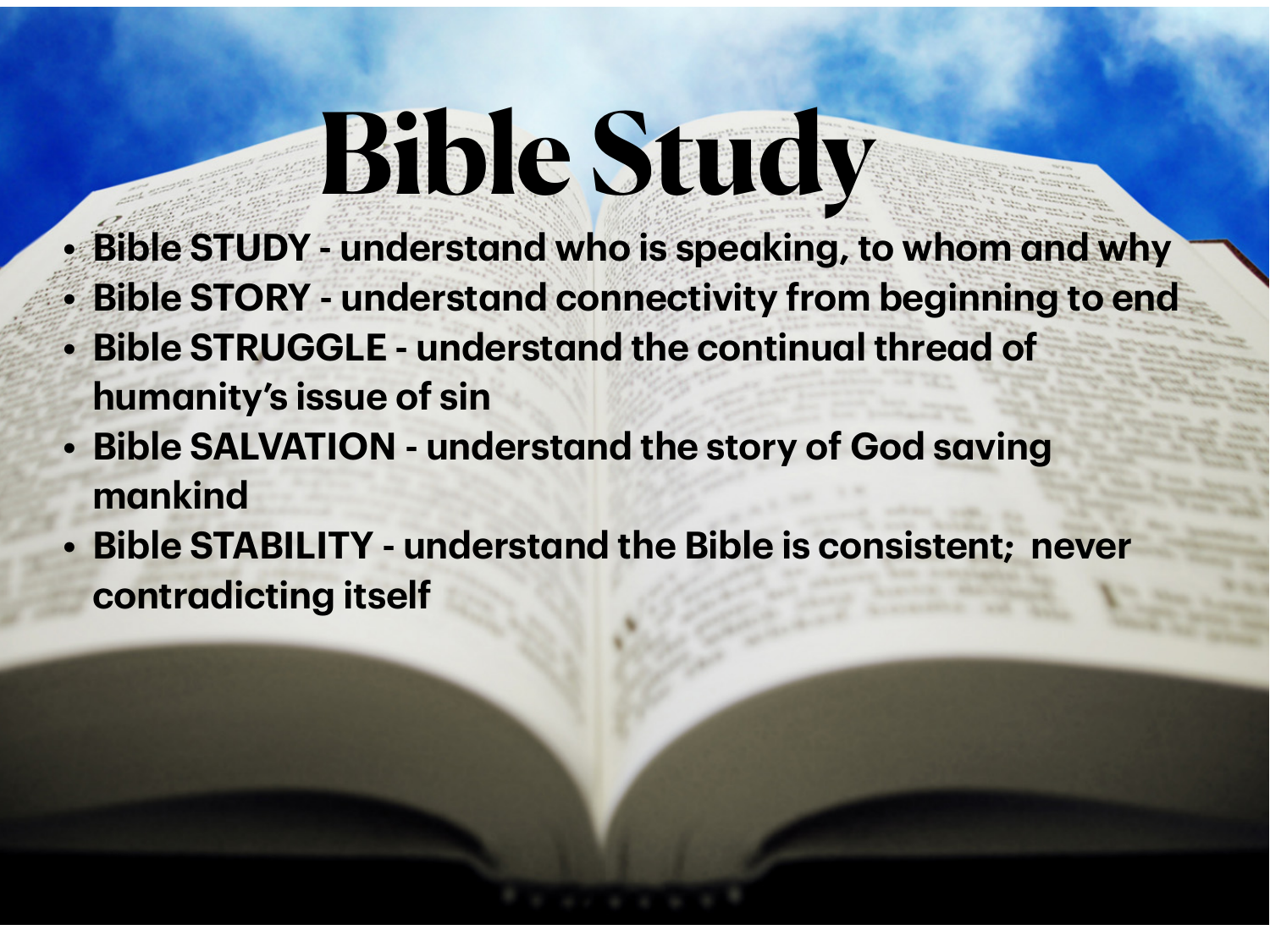# Bible Study

- **Bible STUDY - understand who is speaking, to whom and why**
- **Bible STORY - understand connectivity from beginning to end**
- **Bible STRUGGLE - understand the continual thread of humanity's issue of sin**
- **Bible SALVATION - understand the story of God saving mankind**
- **Bible STABILITY - understand the Bible is consistent; never contradicting itself**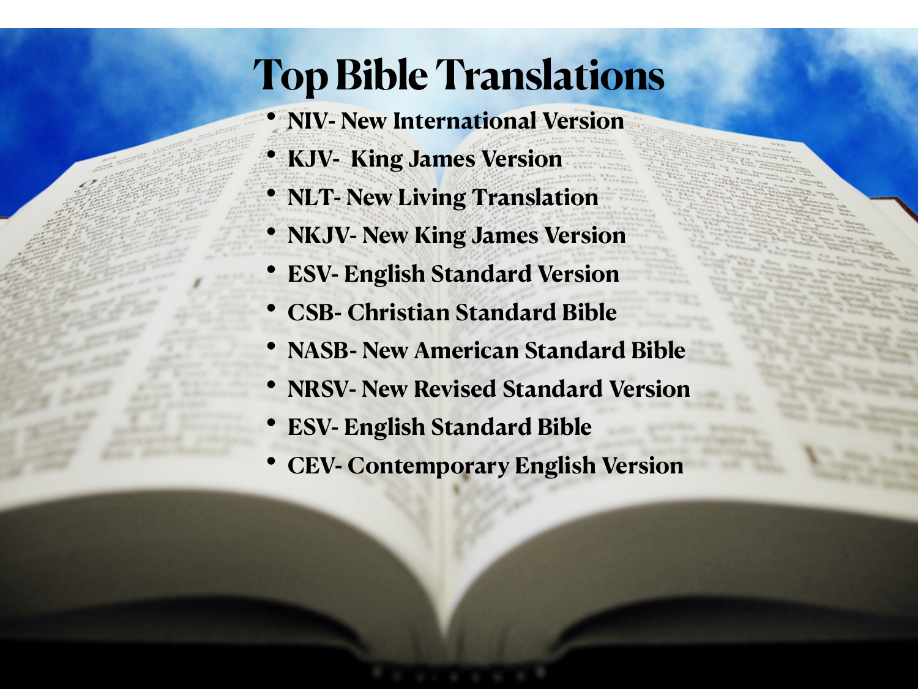# Top Bible Translations

- NIV- New International Version
- KJV-  King James Version
- NLT- New Living Translation
- NKJV- New King James Version
- ESV- English Standard Version
- CSB- Christian Standard Bible
- NASB- New American Standard Bible
- NRSV- New Revised Standard Version
- ESV- English Standard Bible
- CEV- Contemporary English Version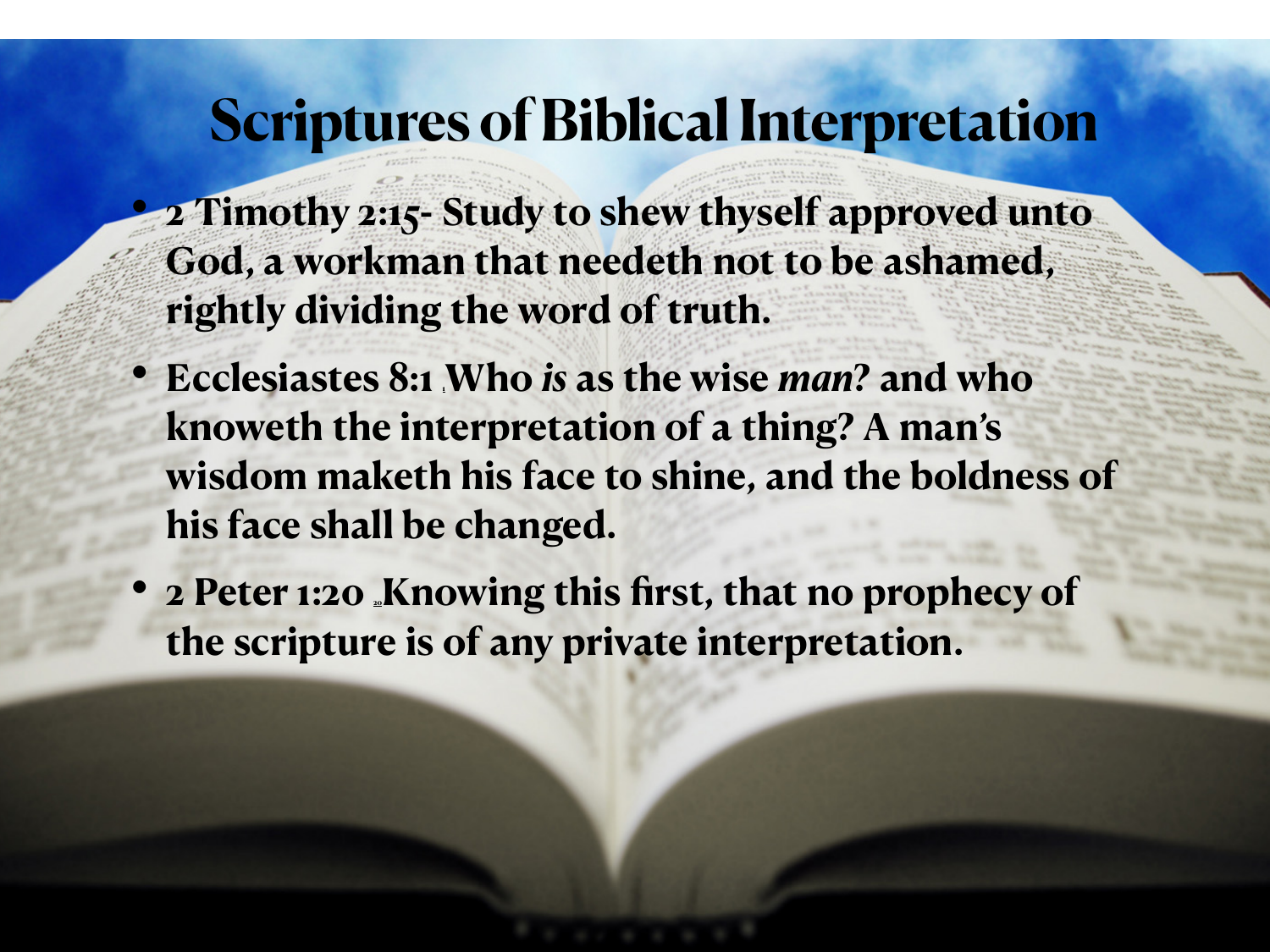# Scriptures of Biblical Interpretation

- **2 Timothy 2:15- Study to shew thyself approved unto God, a workman that needeth not to be ashamed, rightly dividing the word of truth.**
- **Ecclesiastes 8:1 [1] Who *is* as the wise *man*? and who knoweth the interpretation of a thing? A man's wisdom maketh his face to shine, and the boldness of his face shall be changed.**
- **2 Peter 1:20 [20] Knowing this first, that no prophecy of the scripture is of any private interpretation.**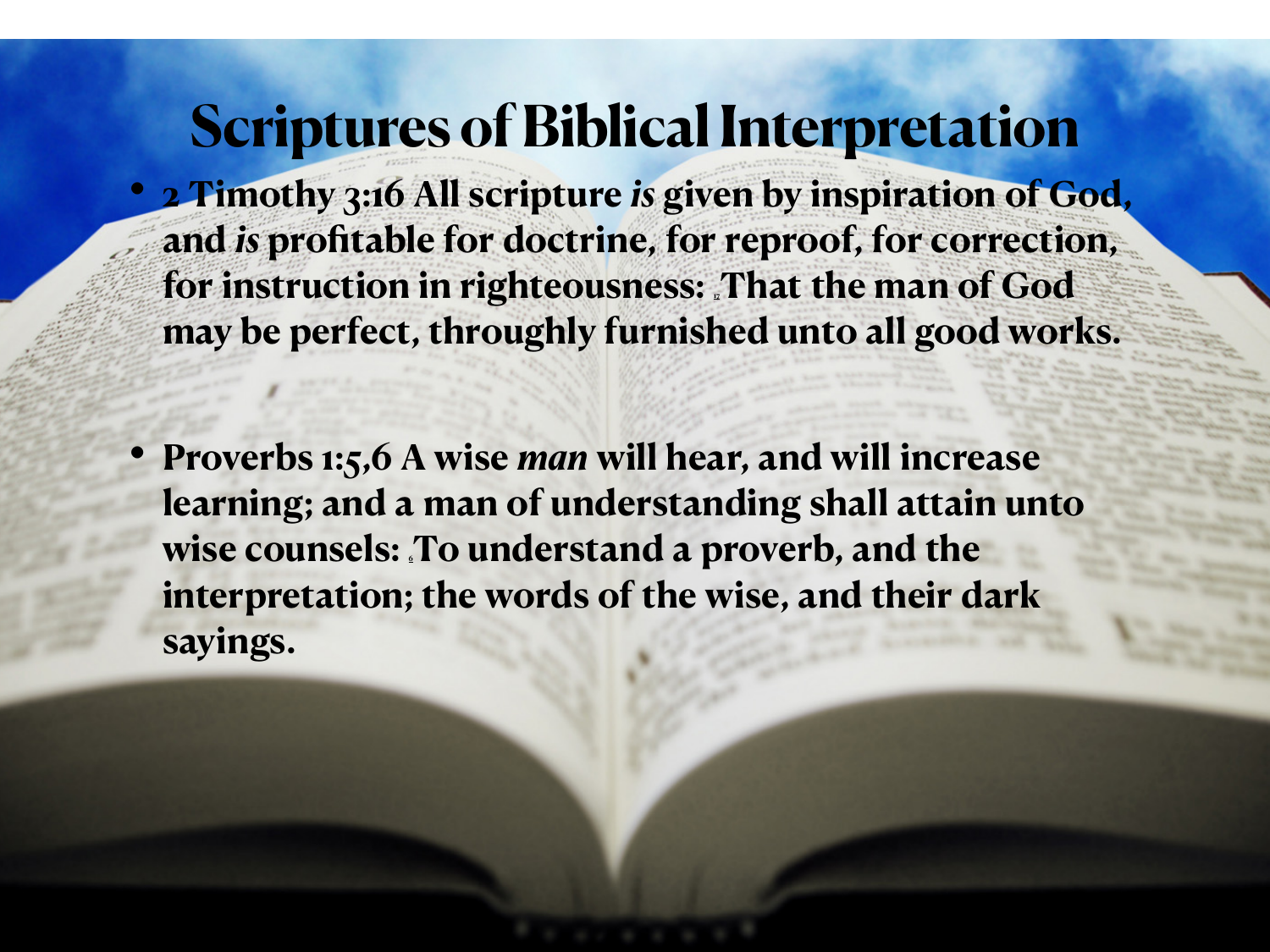# Scriptures of Biblical Interpretation

- **2 Timothy 3:16 All scripture *is* given by inspiration of God, and *is* profitable for doctrine, for reproof, for correction, for instruction in righteousness: [17] That the man of God may be perfect, throughly furnished unto all good works.**

- **Proverbs 1:5,6 A wise *man* will hear, and will increase learning; and a man of understanding shall attain unto wise counsels: [6] To understand a proverb, and the interpretation; the words of the wise, and their dark sayings.**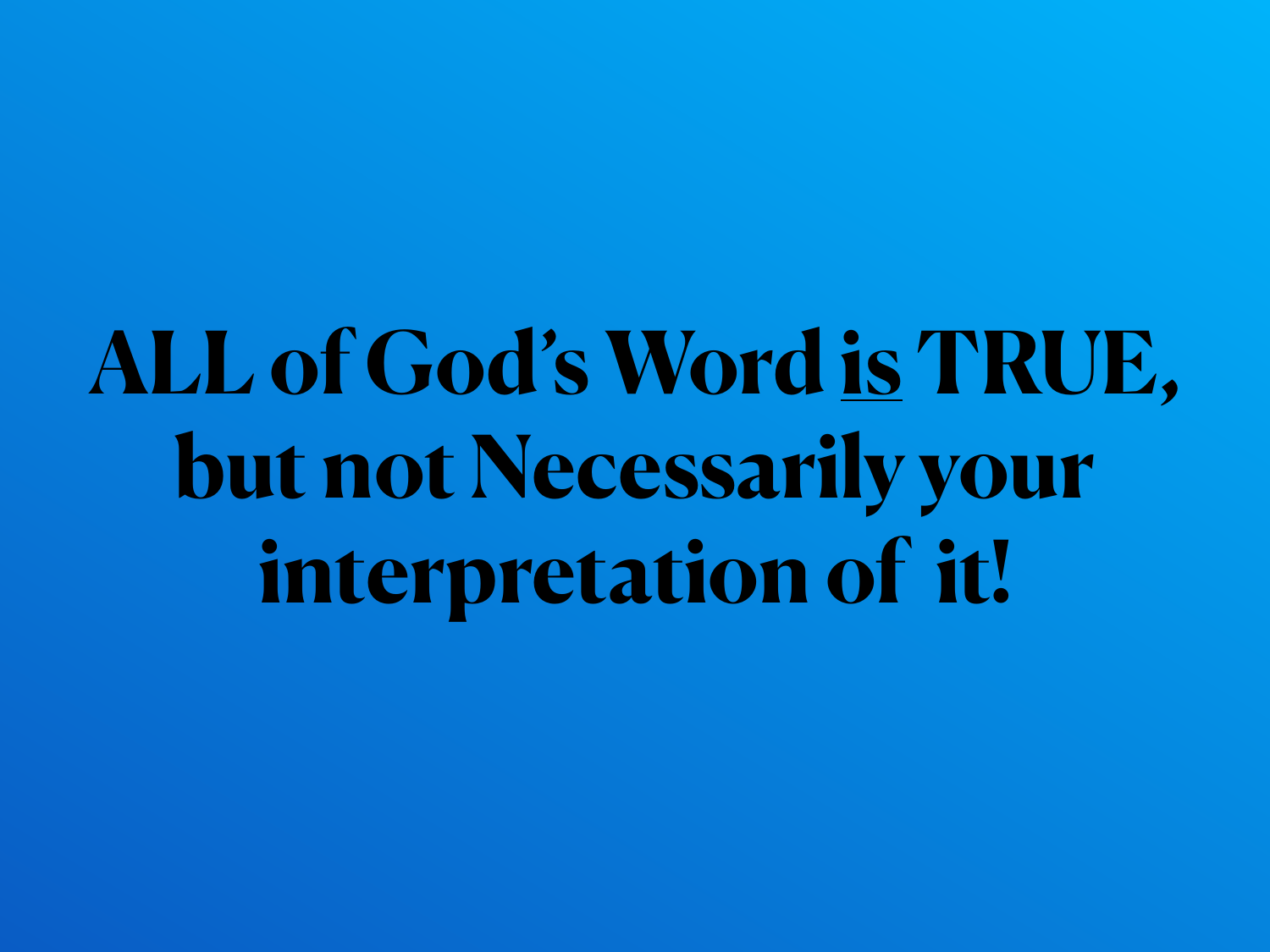**ALL of God's Word <u>is</u> TRUE, but not Necessarily your interpretation of it!**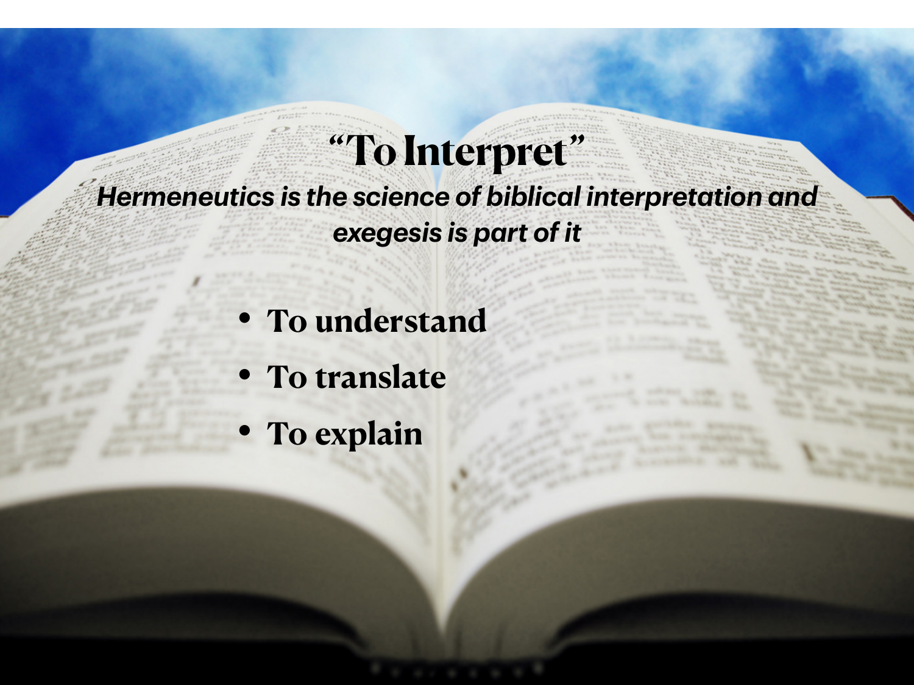# "To Interpret"

***Hermeneutics is the science of biblical interpretation and exegesis is part of it***

- **To understand**
- **To translate**
- **To explain**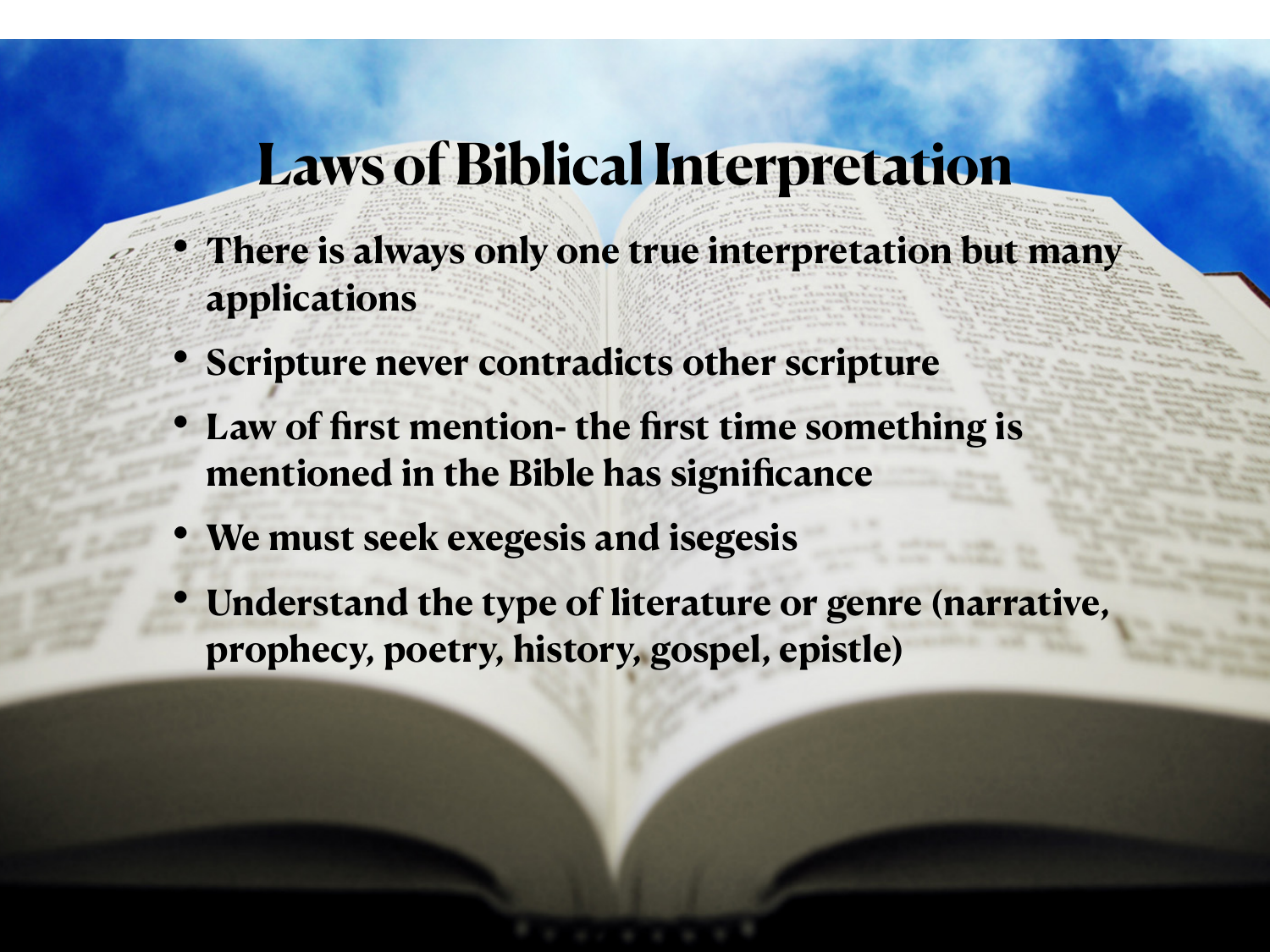# Laws of Biblical Interpretation

- There is always only one true interpretation but many applications
- Scripture never contradicts other scripture
- Law of first mention- the first time something is mentioned in the Bible has significance
- We must seek exegesis and isegesis
- Understand the type of literature or genre (narrative, prophecy, poetry, history, gospel, epistle)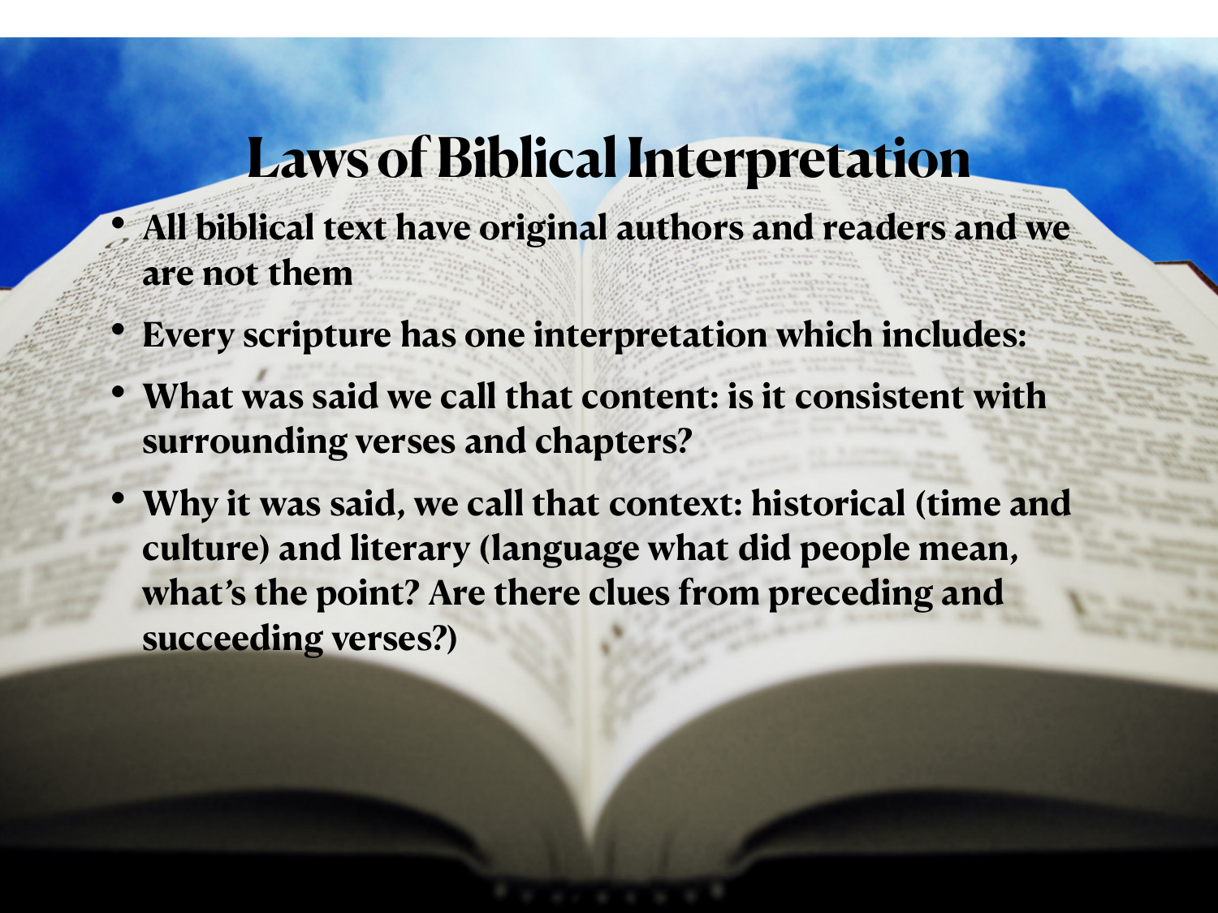# Laws of Biblical Interpretation

- All biblical text have original authors and readers and we are not them
- Every scripture has one interpretation which includes:
- What was said we call that content: is it consistent with surrounding verses and chapters?
- Why it was said, we call that context: historical (time and culture) and literary (language what did people mean, what's the point? Are there clues from preceding and succeeding verses?)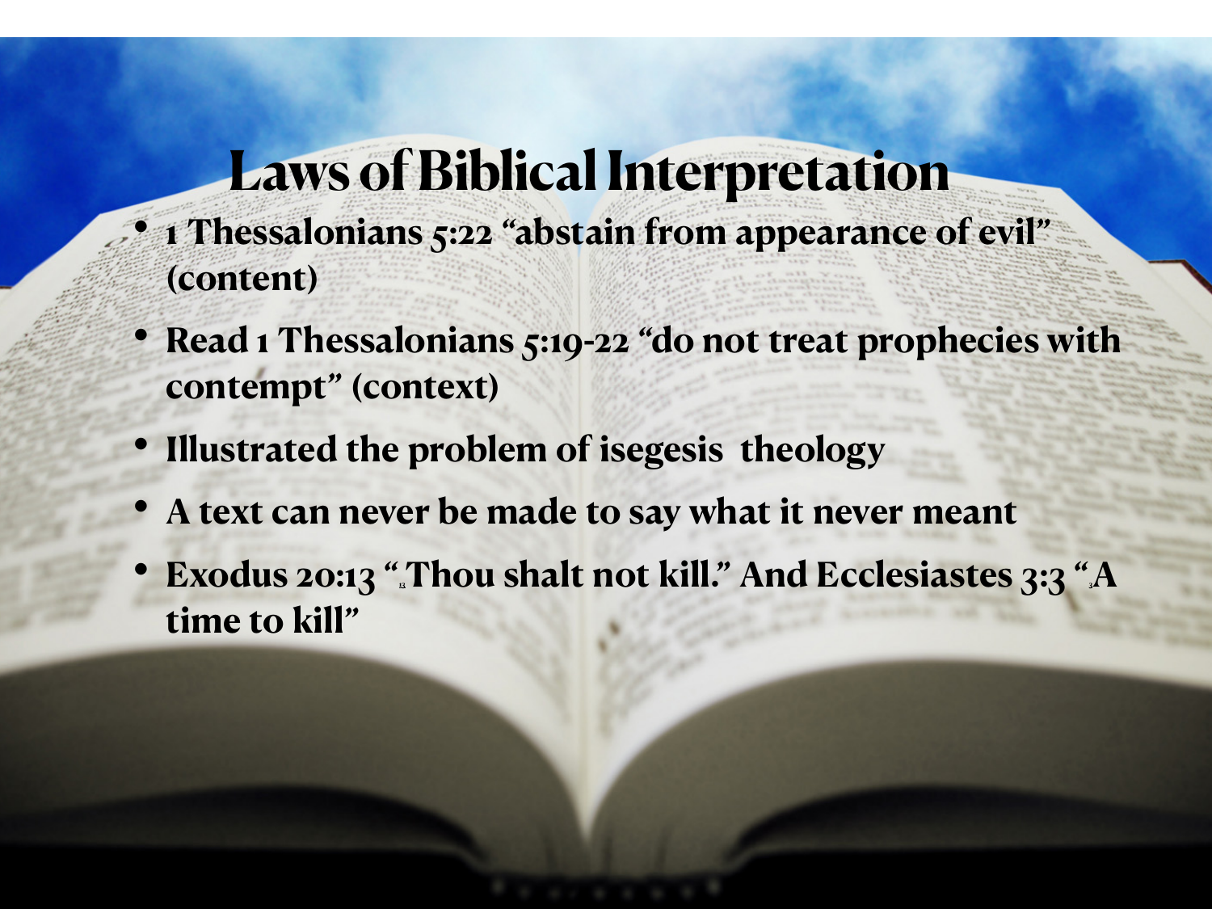# Laws of Biblical Interpretation

- 1 Thessalonians 5:22 “abstain from appearance of evil” (content)
- Read 1 Thessalonians 5:19-22 “do not treat prophecies with contempt” (context)
- Illustrated the problem of isegesis theology
- A text can never be made to say what it never meant
- Exodus 20:13 “13Thou shalt not kill.” And Ecclesiastes 3:3 “3A time to kill”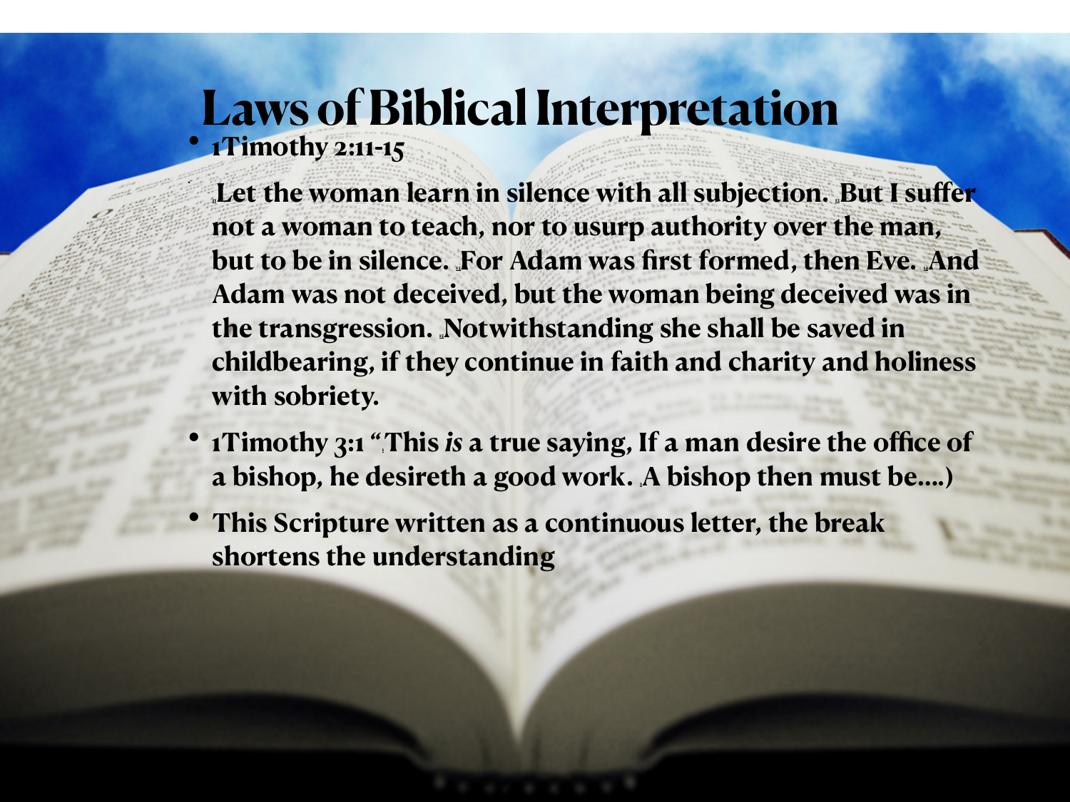# Laws of Biblical Interpretation

- 1Timothy 2:11-15
  - [11]Let the woman learn in silence with all subjection. [12]But I suffer not a woman to teach, nor to usurp authority over the man, but to be in silence. [13]For Adam was first formed, then Eve. [14]And Adam was not deceived, but the woman being deceived was in the transgression. [15]Notwithstanding she shall be saved in childbearing, if they continue in faith and charity and holiness with sobriety.
- 1Timothy 3:1 “[1]This *is* a true saying, If a man desire the office of a bishop, he desireth a good work. [2]A bishop then must be….)
- This Scripture written as a continuous letter, the break shortens the understanding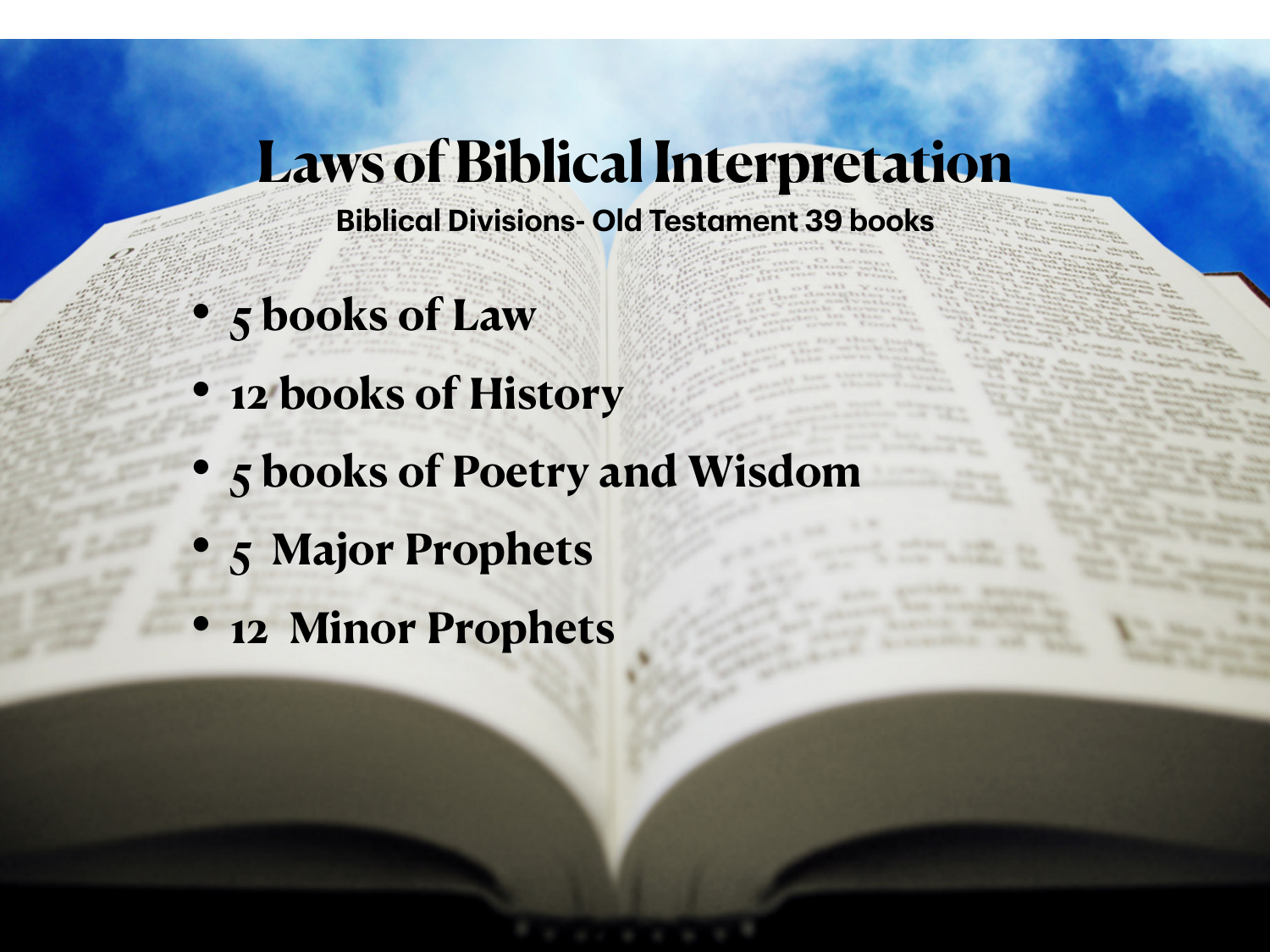# Laws of Biblical Interpretation

**Biblical Divisions- Old Testament 39 books**

- 5 books of Law
- 12 books of History
- 5 books of Poetry and Wisdom
- 5 Major Prophets
- 12 Minor Prophets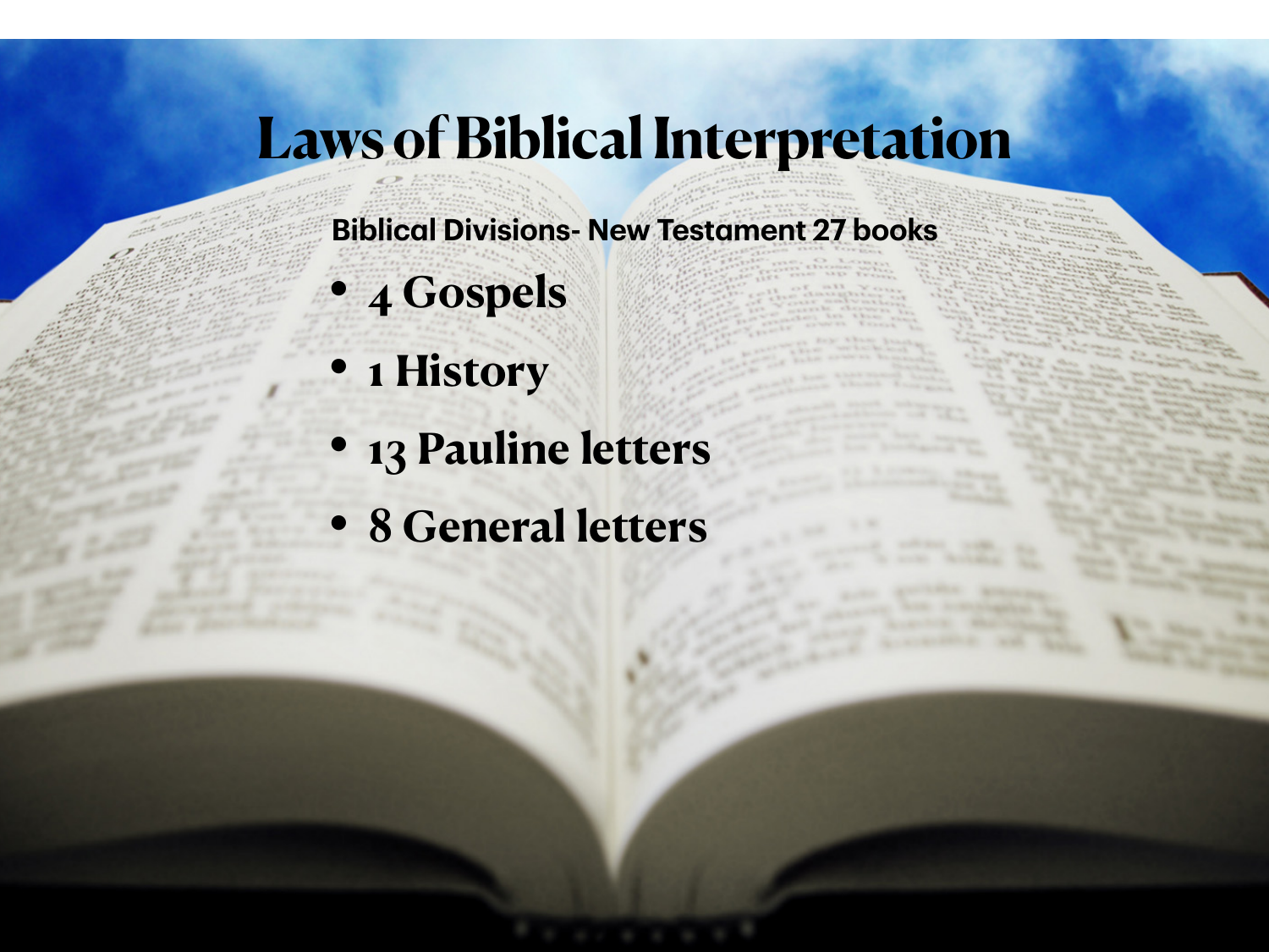# Laws of Biblical Interpretation

**Biblical Divisions- New Testament 27 books**

- 4 Gospels
- 1 History
- 13 Pauline letters
- 8 General letters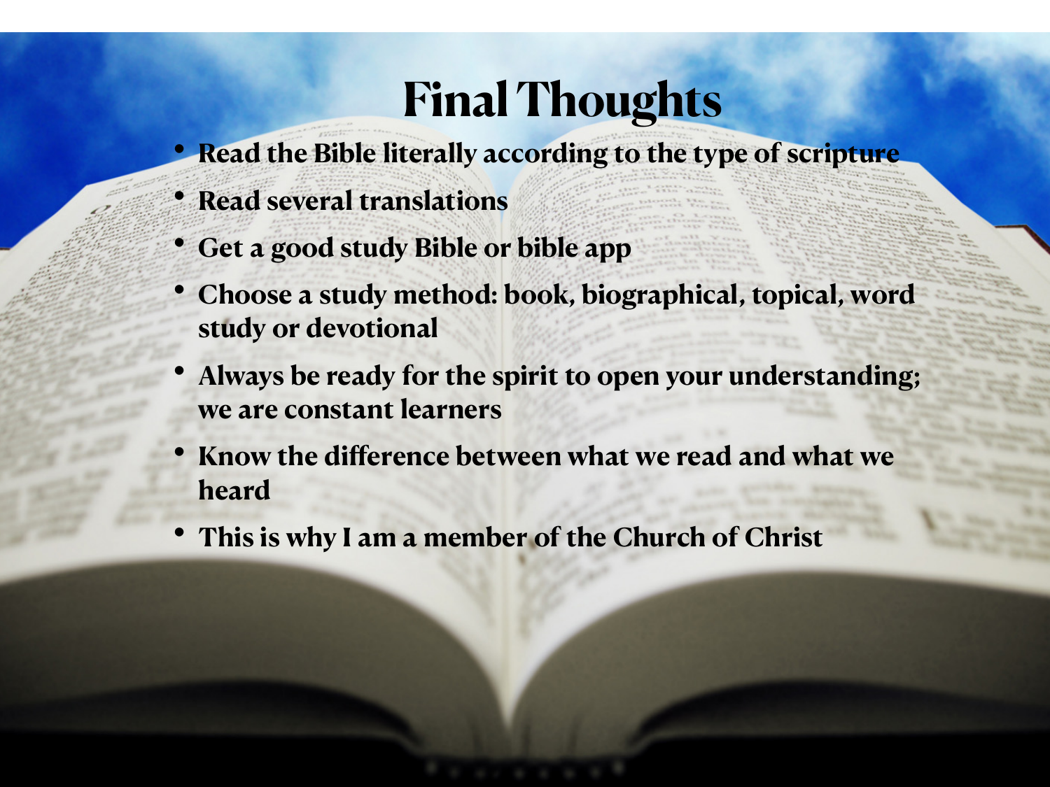# Final Thoughts

- Read the Bible literally according to the type of scripture
- Read several translations
- Get a good study Bible or bible app
- Choose a study method: book, biographical, topical, word study or devotional
- Always be ready for the spirit to open your understanding; we are constant learners
- Know the difference between what we read and what we heard
- This is why I am a member of the Church of Christ